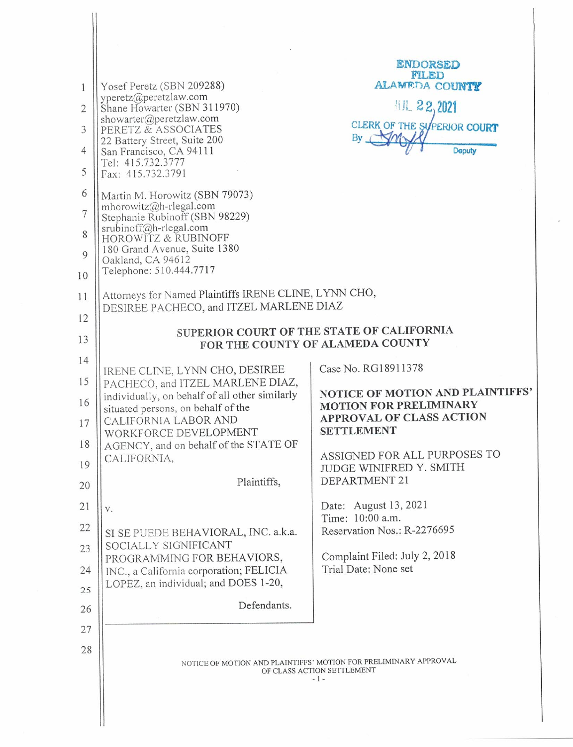Yosef Peretz (SBN 209288)
yperetz@peretzlaw.com
Shane Howarter (SBN 311970)
showarter@peretzlaw.com
PERETZ & ASSOCIATES
22 Battery Street, Suite 200
San Francisco, CA 94111
Tel: 415.732.3777
Fax: 415.732.3791

Martin M. Horowitz (SBN 79073)
mhorowitz@h-rlegal.com
Stephanie Rubinoff (SBN 98229)
srubinoff@h-rlegal.com
HOROWITZ & RUBINOFF
180 Grand Avenue, Suite 1380
Oakland, CA 94612
Telephone: 510.444.7717

ENDORSED
FILED
ALAMEDA COUNTY

JUL 22 2021

CLERK OF THE SUPERIOR COURT
By ______ Deputy

Attorneys for Named Plaintiffs IRENE CLINE, LYNN CHO, DESIREE PACHECO, and ITZEL MARLENE DIAZ

**SUPERIOR COURT OF THE STATE OF CALIFORNIA**
**FOR THE COUNTY OF ALAMEDA COUNTY**

IRENE CLINE, LYNN CHO, DESIREE PACHECO, and ITZEL MARLENE DIAZ, individually, on behalf of all other similarly situated persons, on behalf of the CALIFORNIA LABOR AND WORKFORCE DEVELOPMENT AGENCY, and on behalf of the STATE OF CALIFORNIA,

Plaintiffs,

v.

SI SE PUEDE BEHAVIORAL, INC. a.k.a. SOCIALLY SIGNIFICANT PROGRAMMING FOR BEHAVIORS, INC., a California corporation; FELICIA LOPEZ, an individual; and DOES 1-20,

Defendants.

Case No. RG18911378

**NOTICE OF MOTION AND PLAINTIFFS' MOTION FOR PRELIMINARY APPROVAL OF CLASS ACTION SETTLEMENT**

ASSIGNED FOR ALL PURPOSES TO JUDGE WINIFRED Y. SMITH
DEPARTMENT 21

Date: August 13, 2021
Time: 10:00 a.m.
Reservation Nos.: R-2276695

Complaint Filed: July 2, 2018
Trial Date: None set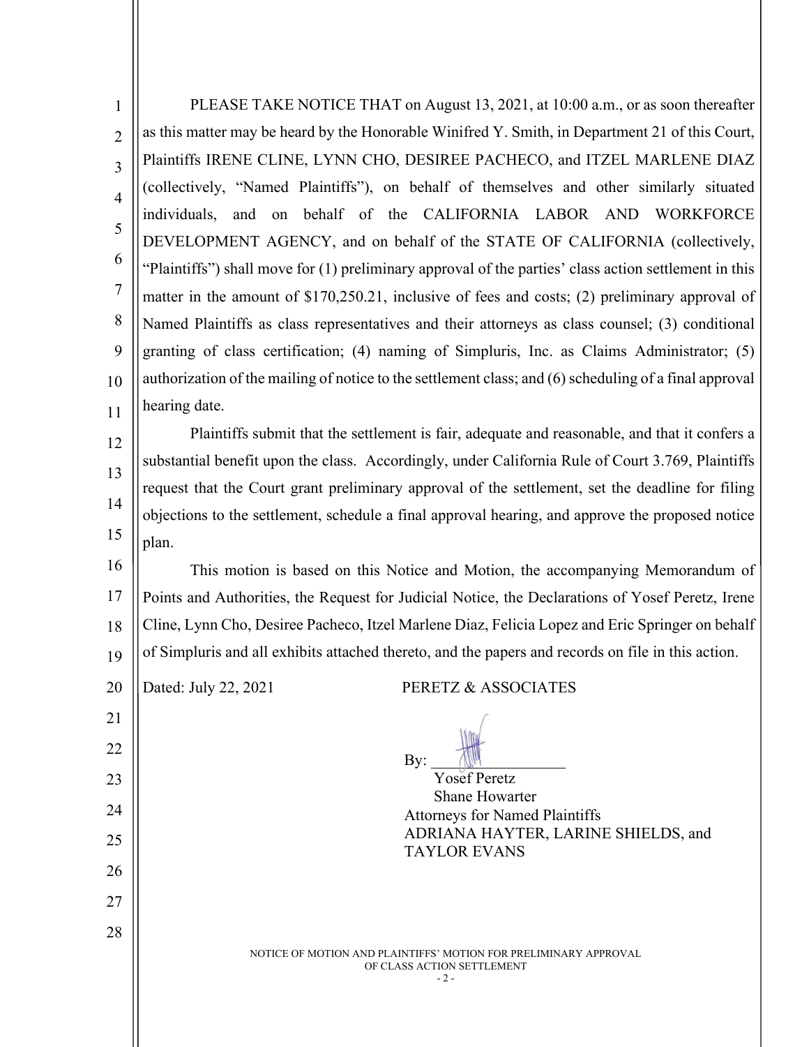PLEASE TAKE NOTICE THAT on August 13, 2021, at 10:00 a.m., or as soon thereafter as this matter may be heard by the Honorable Winifred Y. Smith, in Department 21 of this Court, Plaintiffs IRENE CLINE, LYNN CHO, DESIREE PACHECO, and ITZEL MARLENE DIAZ (collectively, "Named Plaintiffs"), on behalf of themselves and other similarly situated individuals, and on behalf of the CALIFORNIA LABOR AND WORKFORCE DEVELOPMENT AGENCY, and on behalf of the STATE OF CALIFORNIA (collectively, "Plaintiffs") shall move for (1) preliminary approval of the parties' class action settlement in this matter in the amount of $170,250.21, inclusive of fees and costs; (2) preliminary approval of Named Plaintiffs as class representatives and their attorneys as class counsel; (3) conditional granting of class certification; (4) naming of Simpluris, Inc. as Claims Administrator; (5) authorization of the mailing of notice to the settlement class; and (6) scheduling of a final approval hearing date.

Plaintiffs submit that the settlement is fair, adequate and reasonable, and that it confers a substantial benefit upon the class. Accordingly, under California Rule of Court 3.769, Plaintiffs request that the Court grant preliminary approval of the settlement, set the deadline for filing objections to the settlement, schedule a final approval hearing, and approve the proposed notice plan.

This motion is based on this Notice and Motion, the accompanying Memorandum of Points and Authorities, the Request for Judicial Notice, the Declarations of Yosef Peretz, Irene Cline, Lynn Cho, Desiree Pacheco, Itzel Marlene Diaz, Felicia Lopez and Eric Springer on behalf of Simpluris and all exhibits attached thereto, and the papers and records on file in this action.

Dated: July 22, 2021

PERETZ & ASSOCIATES

By: ____________________
Yosef Peretz
Shane Howarter
Attorneys for Named Plaintiffs
ADRIANA HAYTER, LARINE SHIELDS, and TAYLOR EVANS

NOTICE OF MOTION AND PLAINTIFFS' MOTION FOR PRELIMINARY APPROVAL OF CLASS ACTION SETTLEMENT